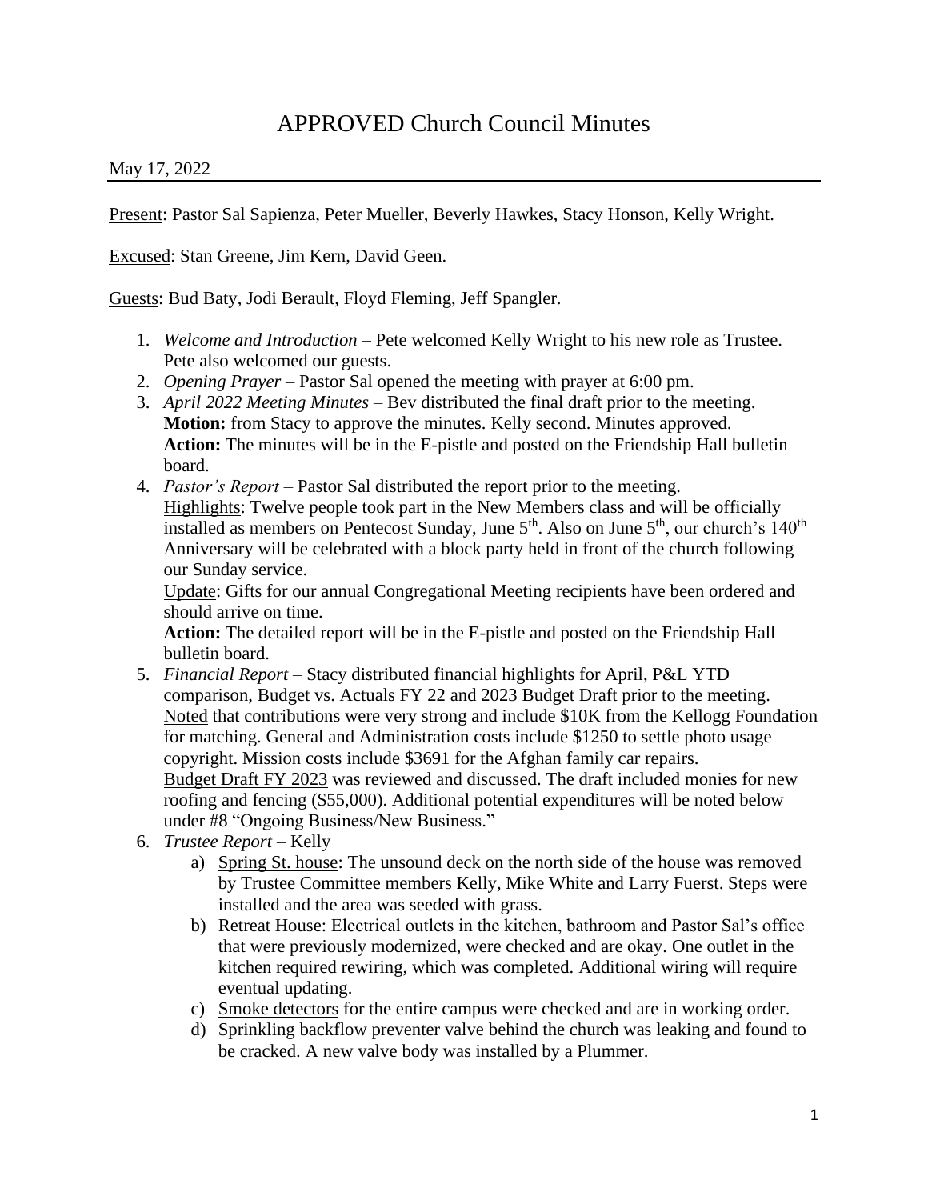# APPROVED Church Council Minutes

May 17, 2022

Present: Pastor Sal Sapienza, Peter Mueller, Beverly Hawkes, Stacy Honson, Kelly Wright.

Excused: Stan Greene, Jim Kern, David Geen.

Guests: Bud Baty, Jodi Berault, Floyd Fleming, Jeff Spangler.

1. *Welcome and Introduction* – Pete welcomed Kelly Wright to his new role as Trustee. Pete also welcomed our guests.
2. *Opening Prayer* – Pastor Sal opened the meeting with prayer at 6:00 pm.
3. *April 2022 Meeting Minutes* – Bev distributed the final draft prior to the meeting.
   **Motion:** from Stacy to approve the minutes. Kelly second. Minutes approved.
   **Action:** The minutes will be in the E-pistle and posted on the Friendship Hall bulletin board.
4. *Pastor's Report* – Pastor Sal distributed the report prior to the meeting.
   Highlights: Twelve people took part in the New Members class and will be officially installed as members on Pentecost Sunday, June 5th. Also on June 5th, our church's 140th Anniversary will be celebrated with a block party held in front of the church following our Sunday service.
   Update: Gifts for our annual Congregational Meeting recipients have been ordered and should arrive on time.
   **Action:** The detailed report will be in the E-pistle and posted on the Friendship Hall bulletin board.
5. *Financial Report* – Stacy distributed financial highlights for April, P&L YTD comparison, Budget vs. Actuals FY 22 and 2023 Budget Draft prior to the meeting.
   Noted that contributions were very strong and include $10K from the Kellogg Foundation for matching. General and Administration costs include $1250 to settle photo usage copyright. Mission costs include $3691 for the Afghan family car repairs.
   Budget Draft FY 2023 was reviewed and discussed. The draft included monies for new roofing and fencing ($55,000). Additional potential expenditures will be noted below under #8 "Ongoing Business/New Business."
6. *Trustee Report* – Kelly
   a) Spring St. house: The unsound deck on the north side of the house was removed by Trustee Committee members Kelly, Mike White and Larry Fuerst. Steps were installed and the area was seeded with grass.
   b) Retreat House: Electrical outlets in the kitchen, bathroom and Pastor Sal's office that were previously modernized, were checked and are okay. One outlet in the kitchen required rewiring, which was completed. Additional wiring will require eventual updating.
   c) Smoke detectors for the entire campus were checked and are in working order.
   d) Sprinkling backflow preventer valve behind the church was leaking and found to be cracked. A new valve body was installed by a Plummer.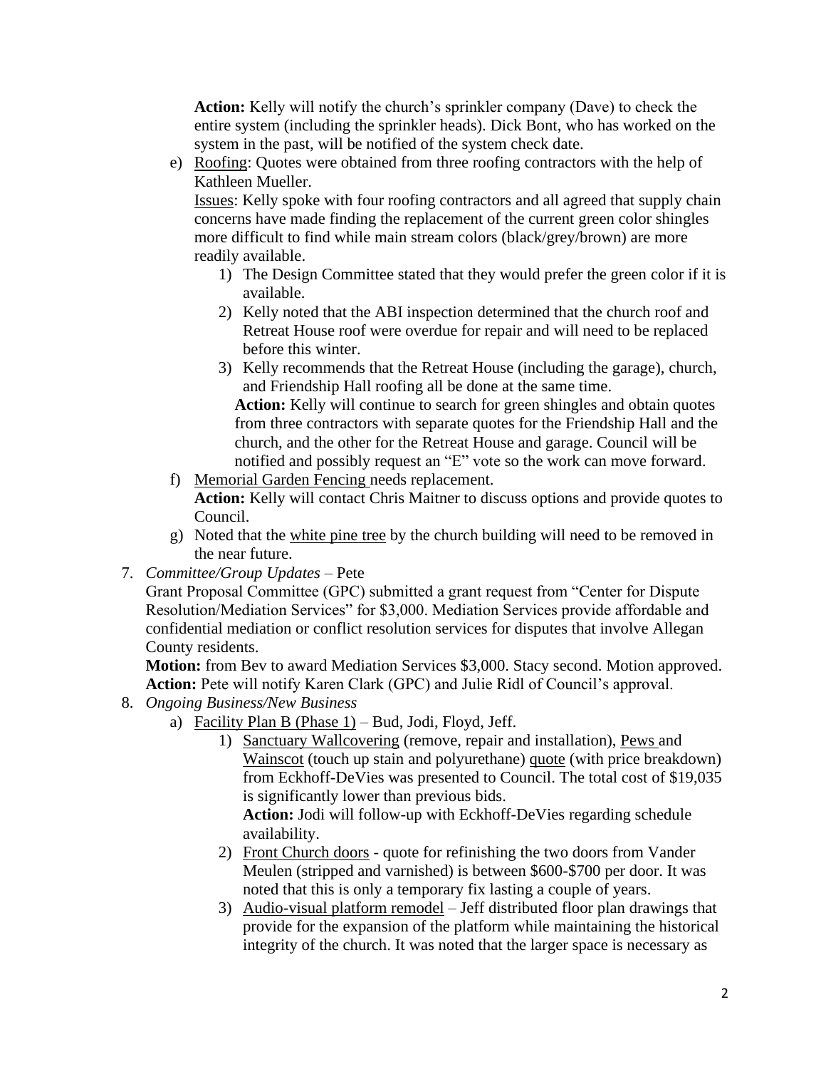**Action:** Kelly will notify the church's sprinkler company (Dave) to check the entire system (including the sprinkler heads). Dick Bont, who has worked on the system in the past, will be notified of the system check date.

e) Roofing: Quotes were obtained from three roofing contractors with the help of Kathleen Mueller.
   Issues: Kelly spoke with four roofing contractors and all agreed that supply chain concerns have made finding the replacement of the current green color shingles more difficult to find while main stream colors (black/grey/brown) are more readily available.
   1) The Design Committee stated that they would prefer the green color if it is available.
   2) Kelly noted that the ABI inspection determined that the church roof and Retreat House roof were overdue for repair and will need to be replaced before this winter.
   3) Kelly recommends that the Retreat House (including the garage), church, and Friendship Hall roofing all be done at the same time.
      **Action:** Kelly will continue to search for green shingles and obtain quotes from three contractors with separate quotes for the Friendship Hall and the church, and the other for the Retreat House and garage. Council will be notified and possibly request an "E" vote so the work can move forward.

f) Memorial Garden Fencing needs replacement.
   **Action:** Kelly will contact Chris Maitner to discuss options and provide quotes to Council.

g) Noted that the white pine tree by the church building will need to be removed in the near future.

7. *Committee/Group Updates* – Pete
   Grant Proposal Committee (GPC) submitted a grant request from "Center for Dispute Resolution/Mediation Services" for $3,000. Mediation Services provide affordable and confidential mediation or conflict resolution services for disputes that involve Allegan County residents.
   **Motion:** from Bev to award Mediation Services $3,000. Stacy second. Motion approved.
   **Action:** Pete will notify Karen Clark (GPC) and Julie Ridl of Council's approval.

8. *Ongoing Business/New Business*
   a) Facility Plan B (Phase 1) – Bud, Jodi, Floyd, Jeff.
      1) Sanctuary Wallcovering (remove, repair and installation), Pews and Wainscot (touch up stain and polyurethane) quote (with price breakdown) from Eckhoff-DeVies was presented to Council. The total cost of $19,035 is significantly lower than previous bids.
         **Action:** Jodi will follow-up with Eckhoff-DeVies regarding schedule availability.
      2) Front Church doors - quote for refinishing the two doors from Vander Meulen (stripped and varnished) is between $600-$700 per door. It was noted that this is only a temporary fix lasting a couple of years.
      3) Audio-visual platform remodel – Jeff distributed floor plan drawings that provide for the expansion of the platform while maintaining the historical integrity of the church. It was noted that the larger space is necessary as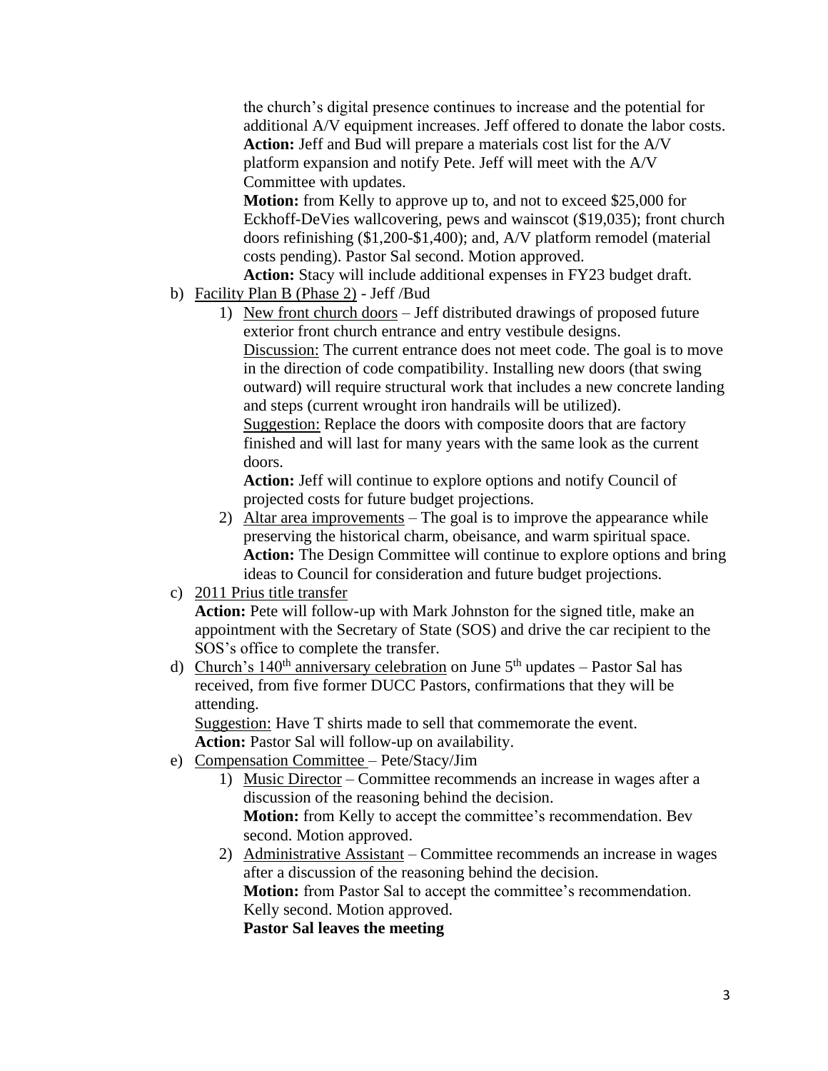the church's digital presence continues to increase and the potential for additional A/V equipment increases. Jeff offered to donate the labor costs.
**Action:** Jeff and Bud will prepare a materials cost list for the A/V platform expansion and notify Pete. Jeff will meet with the A/V Committee with updates.
**Motion:** from Kelly to approve up to, and not to exceed $25,000 for Eckhoff-DeVies wallcovering, pews and wainscot ($19,035); front church doors refinishing ($1,200-$1,400); and, A/V platform remodel (material costs pending). Pastor Sal second. Motion approved.
**Action:** Stacy will include additional expenses in FY23 budget draft.

b) Facility Plan B (Phase 2) - Jeff /Bud
   1) New front church doors – Jeff distributed drawings of proposed future exterior front church entrance and entry vestibule designs.
      Discussion: The current entrance does not meet code. The goal is to move in the direction of code compatibility. Installing new doors (that swing outward) will require structural work that includes a new concrete landing and steps (current wrought iron handrails will be utilized).
      Suggestion: Replace the doors with composite doors that are factory finished and will last for many years with the same look as the current doors.
      **Action:** Jeff will continue to explore options and notify Council of projected costs for future budget projections.
   2) Altar area improvements – The goal is to improve the appearance while preserving the historical charm, obeisance, and warm spiritual space.
      **Action:** The Design Committee will continue to explore options and bring ideas to Council for consideration and future budget projections.

c) 2011 Prius title transfer
   **Action:** Pete will follow-up with Mark Johnston for the signed title, make an appointment with the Secretary of State (SOS) and drive the car recipient to the SOS's office to complete the transfer.

d) Church's 140th anniversary celebration on June 5th updates – Pastor Sal has received, from five former DUCC Pastors, confirmations that they will be attending.
   Suggestion: Have T shirts made to sell that commemorate the event.
   **Action:** Pastor Sal will follow-up on availability.

e) Compensation Committee – Pete/Stacy/Jim
   1) Music Director – Committee recommends an increase in wages after a discussion of the reasoning behind the decision.
      **Motion:** from Kelly to accept the committee's recommendation. Bev second. Motion approved.
   2) Administrative Assistant – Committee recommends an increase in wages after a discussion of the reasoning behind the decision.
      **Motion:** from Pastor Sal to accept the committee's recommendation. Kelly second. Motion approved.
      **Pastor Sal leaves the meeting**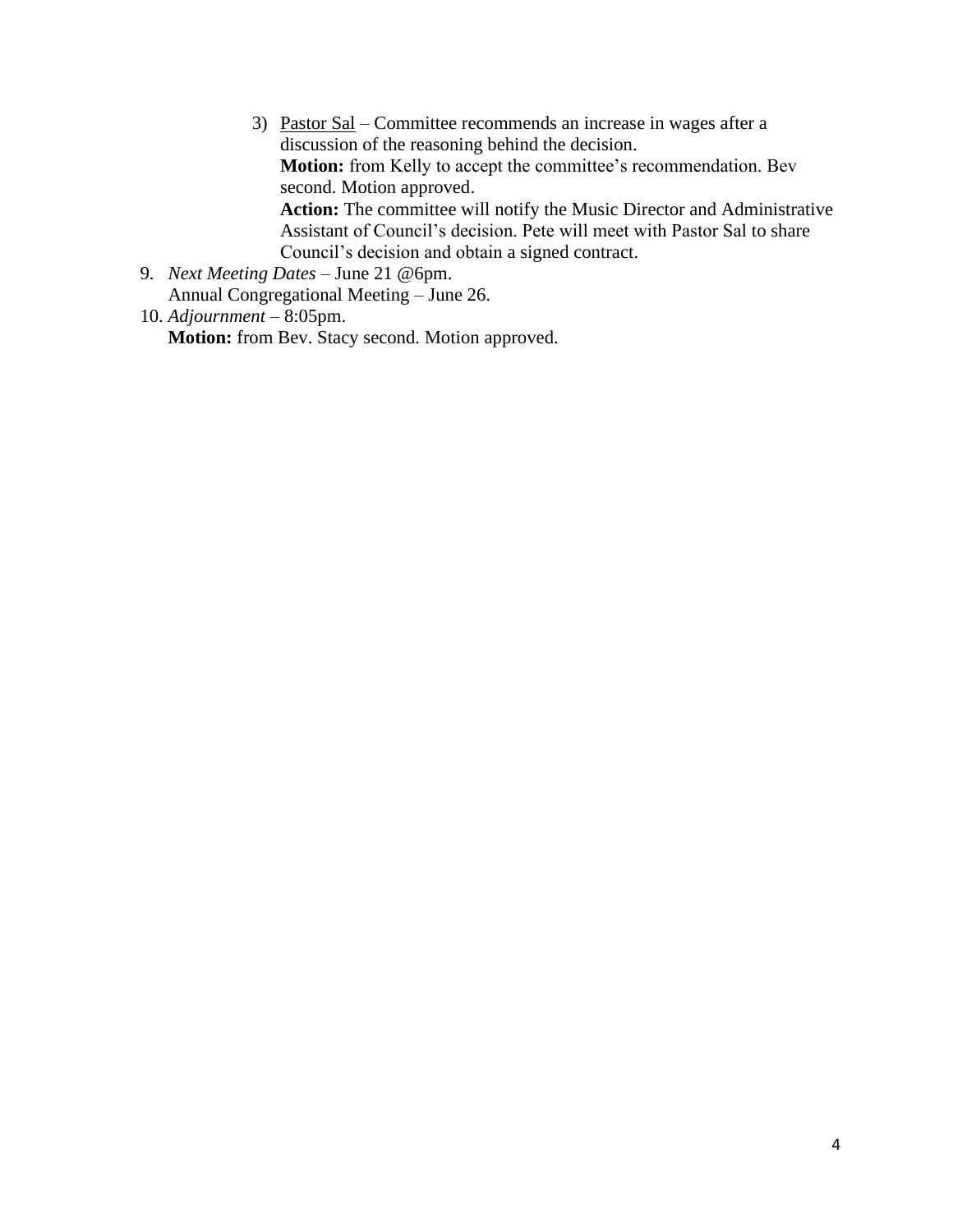3) <u>Pastor Sal</u> – Committee recommends an increase in wages after a discussion of the reasoning behind the decision.
   **Motion:** from Kelly to accept the committee's recommendation. Bev second. Motion approved.
   **Action:** The committee will notify the Music Director and Administrative Assistant of Council's decision. Pete will meet with Pastor Sal to share Council's decision and obtain a signed contract.

9. *Next Meeting Dates* – June 21 @6pm.
   Annual Congregational Meeting – June 26.
10. *Adjournment* – 8:05pm.
    **Motion:** from Bev. Stacy second. Motion approved.